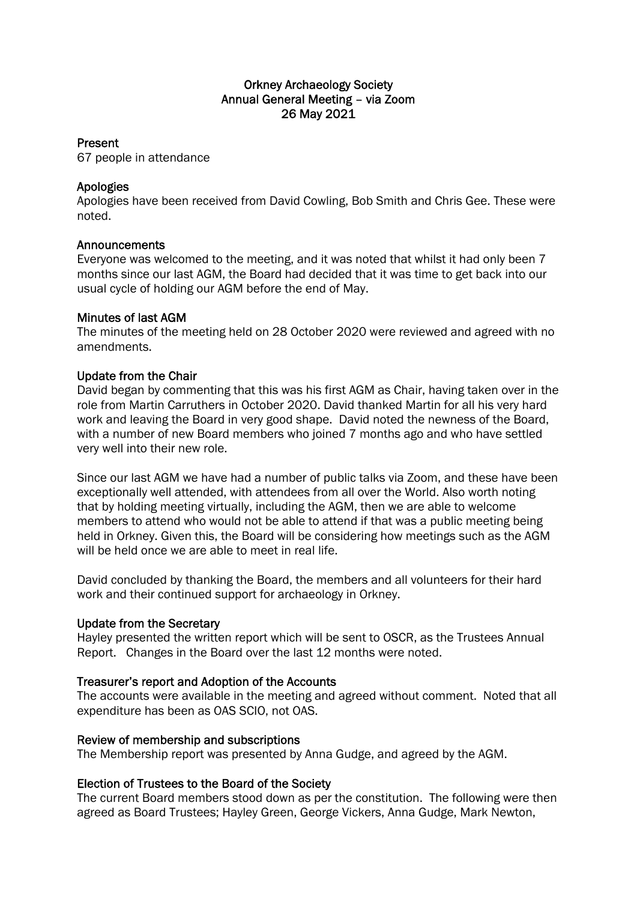# Orkney Archaeology Society
## Annual General Meeting – via Zoom
## 26 May 2021

### Present
67 people in attendance

### Apologies
Apologies have been received from David Cowling, Bob Smith and Chris Gee. These were noted.

### Announcements
Everyone was welcomed to the meeting, and it was noted that whilst it had only been 7 months since our last AGM, the Board had decided that it was time to get back into our usual cycle of holding our AGM before the end of May.

### Minutes of last AGM
The minutes of the meeting held on 28 October 2020 were reviewed and agreed with no amendments.

### Update from the Chair
David began by commenting that this was his first AGM as Chair, having taken over in the role from Martin Carruthers in October 2020. David thanked Martin for all his very hard work and leaving the Board in very good shape. David noted the newness of the Board, with a number of new Board members who joined 7 months ago and who have settled very well into their new role.

Since our last AGM we have had a number of public talks via Zoom, and these have been exceptionally well attended, with attendees from all over the World. Also worth noting that by holding meeting virtually, including the AGM, then we are able to welcome members to attend who would not be able to attend if that was a public meeting being held in Orkney. Given this, the Board will be considering how meetings such as the AGM will be held once we are able to meet in real life.

David concluded by thanking the Board, the members and all volunteers for their hard work and their continued support for archaeology in Orkney.

### Update from the Secretary
Hayley presented the written report which will be sent to OSCR, as the Trustees Annual Report. Changes in the Board over the last 12 months were noted.

### Treasurer's report and Adoption of the Accounts
The accounts were available in the meeting and agreed without comment. Noted that all expenditure has been as OAS SCIO, not OAS.

### Review of membership and subscriptions
The Membership report was presented by Anna Gudge, and agreed by the AGM.

### Election of Trustees to the Board of the Society
The current Board members stood down as per the constitution. The following were then agreed as Board Trustees; Hayley Green, George Vickers, Anna Gudge, Mark Newton,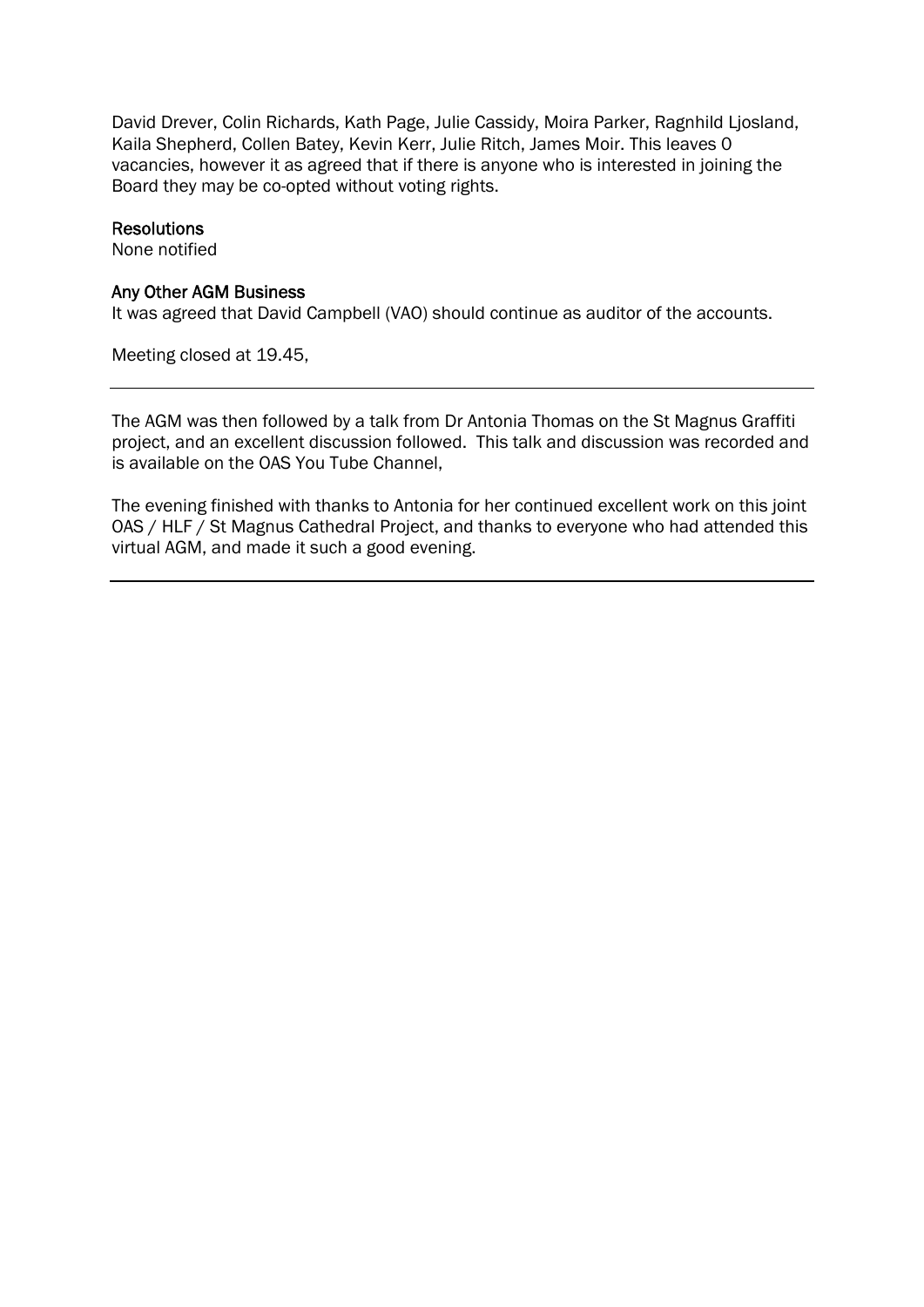David Drever, Colin Richards, Kath Page, Julie Cassidy, Moira Parker, Ragnhild Ljosland, Kaila Shepherd, Collen Batey, Kevin Kerr, Julie Ritch, James Moir. This leaves 0 vacancies, however it as agreed that if there is anyone who is interested in joining the Board they may be co-opted without voting rights.

**Resolutions**
None notified

**Any Other AGM Business**
It was agreed that David Campbell (VAO) should continue as auditor of the accounts.

Meeting closed at 19.45,

---

The AGM was then followed by a talk from Dr Antonia Thomas on the St Magnus Graffiti project, and an excellent discussion followed. This talk and discussion was recorded and is available on the OAS You Tube Channel,

The evening finished with thanks to Antonia for her continued excellent work on this joint OAS / HLF / St Magnus Cathedral Project, and thanks to everyone who had attended this virtual AGM, and made it such a good evening.

---